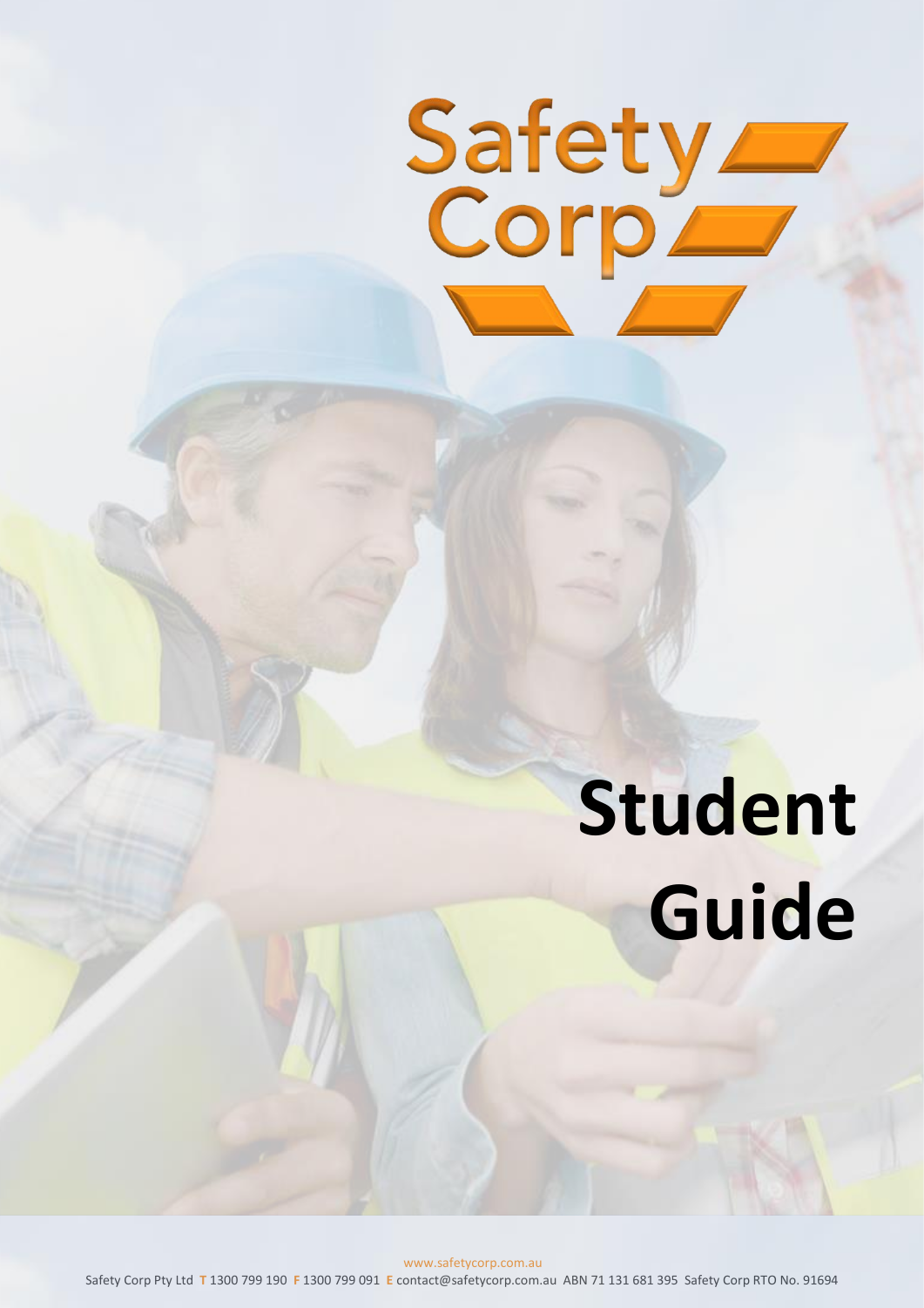# Student Guide

www.safetycorp.com.au

Safety Corp Pty Ltd **T** 1300 799 190 **F** 1300 799 091 **E** contact@safetycorp.com.au ABN 71 131 681 395 Safety Corp RTO No. 91694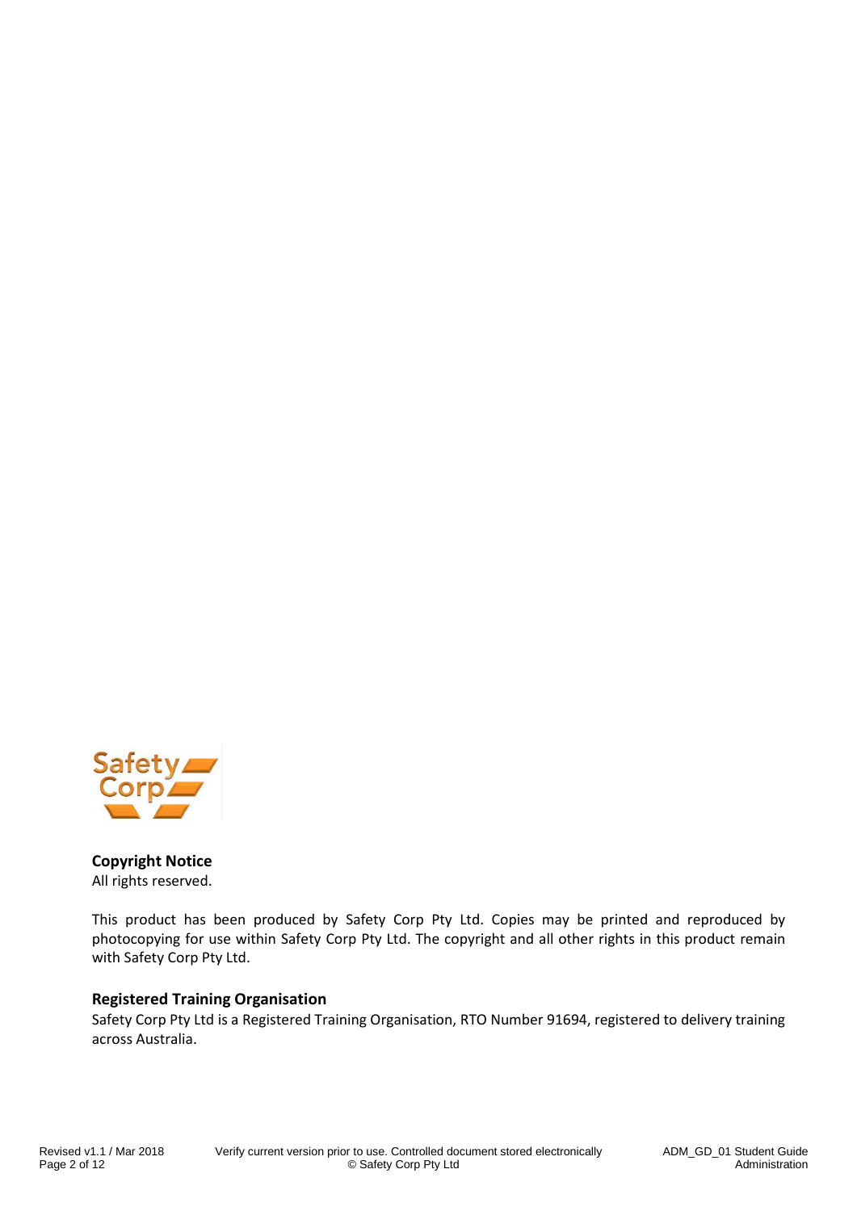**Copyright Notice**
All rights reserved.

This product has been produced by Safety Corp Pty Ltd. Copies may be printed and reproduced by photocopying for use within Safety Corp Pty Ltd. The copyright and all other rights in this product remain with Safety Corp Pty Ltd.

**Registered Training Organisation**
Safety Corp Pty Ltd is a Registered Training Organisation, RTO Number 91694, registered to delivery training across Australia.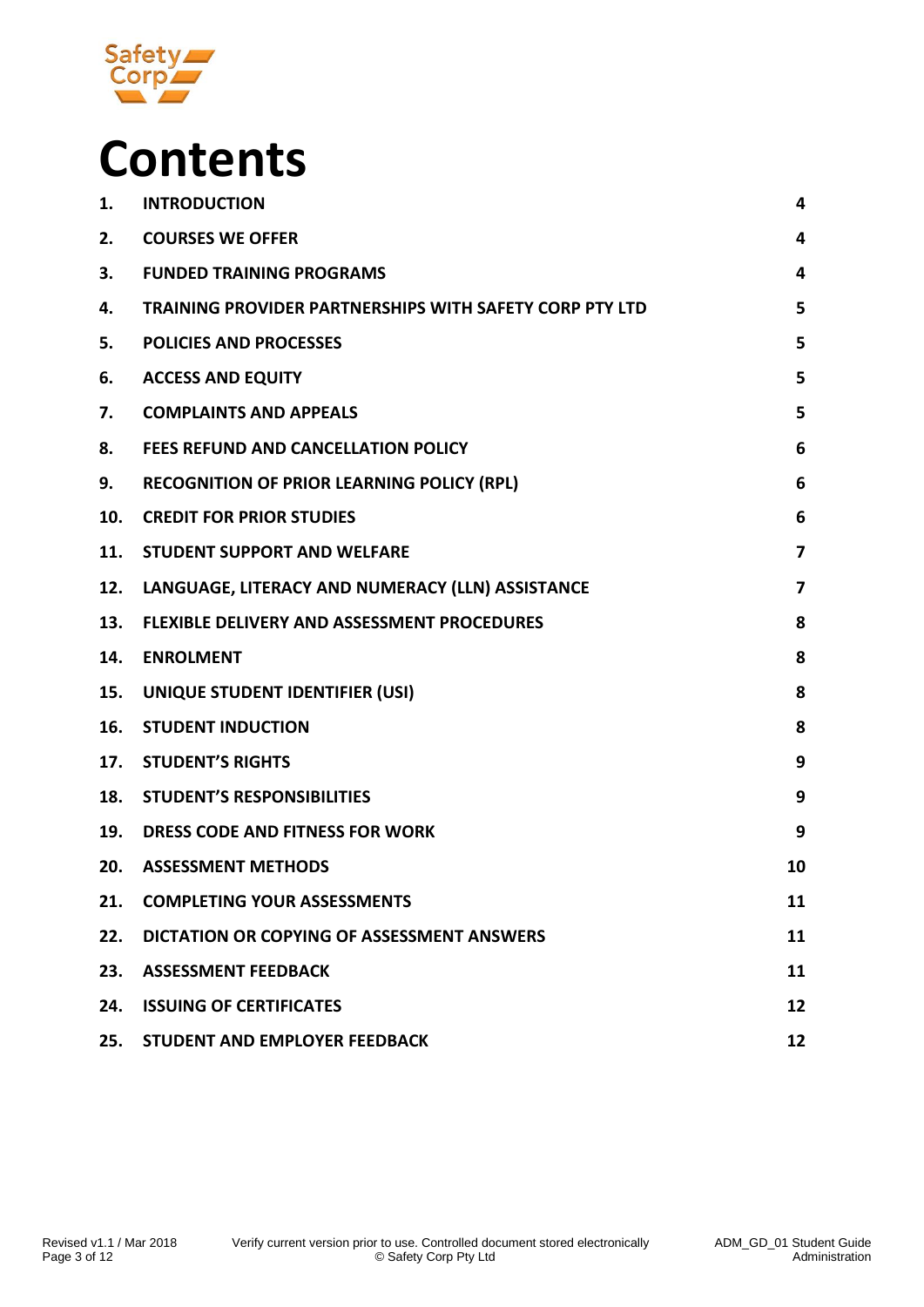# Contents

| | | |
|---|---|---|
| 1. | INTRODUCTION | 4 |
| 2. | COURSES WE OFFER | 4 |
| 3. | FUNDED TRAINING PROGRAMS | 4 |
| 4. | TRAINING PROVIDER PARTNERSHIPS WITH SAFETY CORP PTY LTD | 5 |
| 5. | POLICIES AND PROCESSES | 5 |
| 6. | ACCESS AND EQUITY | 5 |
| 7. | COMPLAINTS AND APPEALS | 5 |
| 8. | FEES REFUND AND CANCELLATION POLICY | 6 |
| 9. | RECOGNITION OF PRIOR LEARNING POLICY (RPL) | 6 |
| 10. | CREDIT FOR PRIOR STUDIES | 6 |
| 11. | STUDENT SUPPORT AND WELFARE | 7 |
| 12. | LANGUAGE, LITERACY AND NUMERACY (LLN) ASSISTANCE | 7 |
| 13. | FLEXIBLE DELIVERY AND ASSESSMENT PROCEDURES | 8 |
| 14. | ENROLMENT | 8 |
| 15. | UNIQUE STUDENT IDENTIFIER (USI) | 8 |
| 16. | STUDENT INDUCTION | 8 |
| 17. | STUDENT'S RIGHTS | 9 |
| 18. | STUDENT'S RESPONSIBILITIES | 9 |
| 19. | DRESS CODE AND FITNESS FOR WORK | 9 |
| 20. | ASSESSMENT METHODS | 10 |
| 21. | COMPLETING YOUR ASSESSMENTS | 11 |
| 22. | DICTATION OR COPYING OF ASSESSMENT ANSWERS | 11 |
| 23. | ASSESSMENT FEEDBACK | 11 |
| 24. | ISSUING OF CERTIFICATES | 12 |
| 25. | STUDENT AND EMPLOYER FEEDBACK | 12 |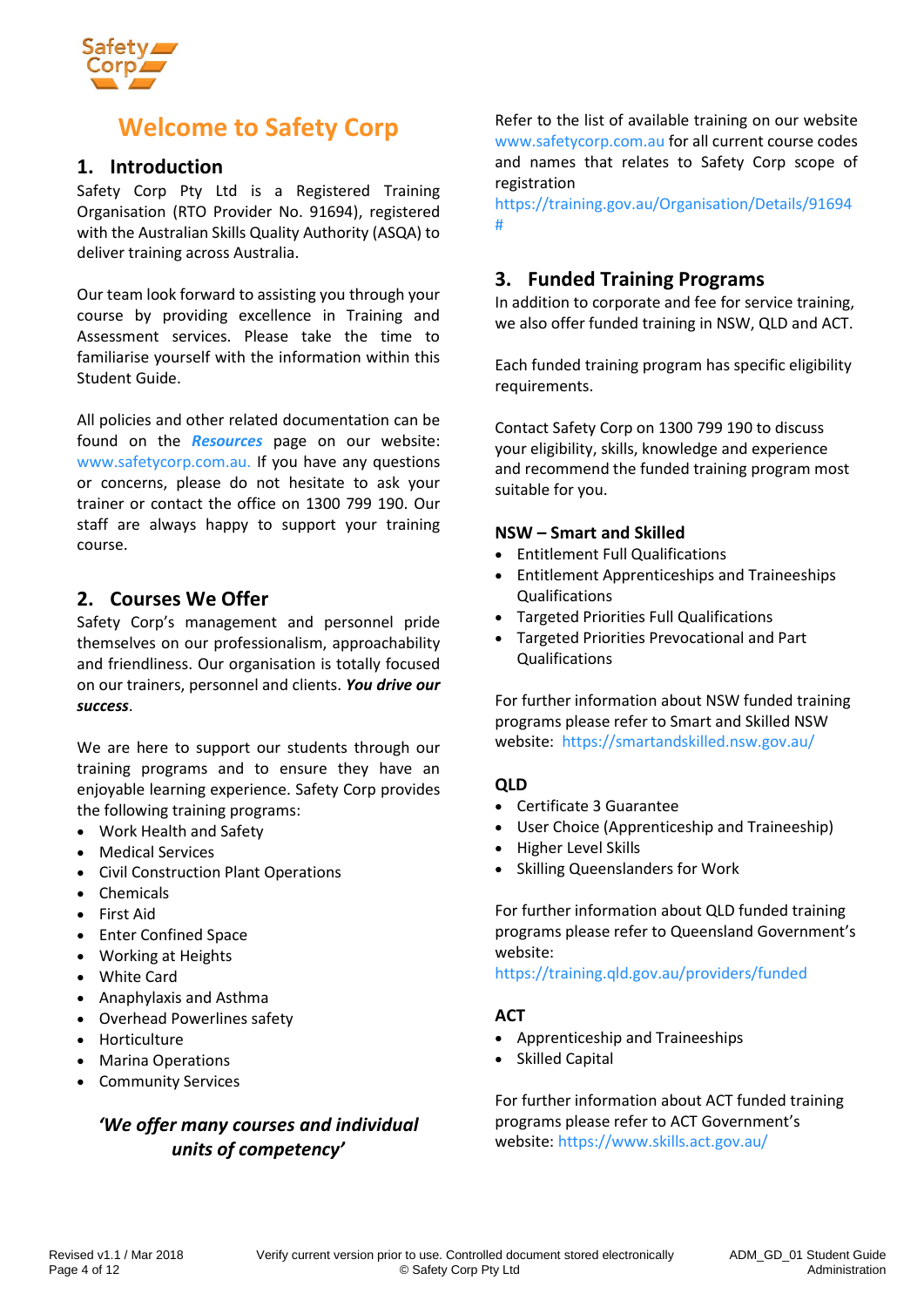# Welcome to Safety Corp

## 1. Introduction

Safety Corp Pty Ltd is a Registered Training Organisation (RTO Provider No. 91694), registered with the Australian Skills Quality Authority (ASQA) to deliver training across Australia.

Our team look forward to assisting you through your course by providing excellence in Training and Assessment services. Please take the time to familiarise yourself with the information within this Student Guide.

All policies and other related documentation can be found on the ***Resources*** page on our website: www.safetycorp.com.au. If you have any questions or concerns, please do not hesitate to ask your trainer or contact the office on 1300 799 190. Our staff are always happy to support your training course.

## 2. Courses We Offer

Safety Corp's management and personnel pride themselves on our professionalism, approachability and friendliness. Our organisation is totally focused on our trainers, personnel and clients. ***You drive our success***.

We are here to support our students through our training programs and to ensure they have an enjoyable learning experience. Safety Corp provides the following training programs:

- Work Health and Safety
- Medical Services
- Civil Construction Plant Operations
- Chemicals
- First Aid
- Enter Confined Space
- Working at Heights
- White Card
- Anaphylaxis and Asthma
- Overhead Powerlines safety
- Horticulture
- Marina Operations
- Community Services

***'We offer many courses and individual units of competency'***

Refer to the list of available training on our website www.safetycorp.com.au for all current course codes and names that relates to Safety Corp scope of registration https://training.gov.au/Organisation/Details/91694#

## 3. Funded Training Programs

In addition to corporate and fee for service training, we also offer funded training in NSW, QLD and ACT.

Each funded training program has specific eligibility requirements.

Contact Safety Corp on 1300 799 190 to discuss your eligibility, skills, knowledge and experience and recommend the funded training program most suitable for you.

### NSW – Smart and Skilled

- Entitlement Full Qualifications
- Entitlement Apprenticeships and Traineeships Qualifications
- Targeted Priorities Full Qualifications
- Targeted Priorities Prevocational and Part Qualifications

For further information about NSW funded training programs please refer to Smart and Skilled NSW website: https://smartandskilled.nsw.gov.au/

### QLD

- Certificate 3 Guarantee
- User Choice (Apprenticeship and Traineeship)
- Higher Level Skills
- Skilling Queenslanders for Work

For further information about QLD funded training programs please refer to Queensland Government's website: https://training.qld.gov.au/providers/funded

### ACT

- Apprenticeship and Traineeships
- Skilled Capital

For further information about ACT funded training programs please refer to ACT Government's website: https://www.skills.act.gov.au/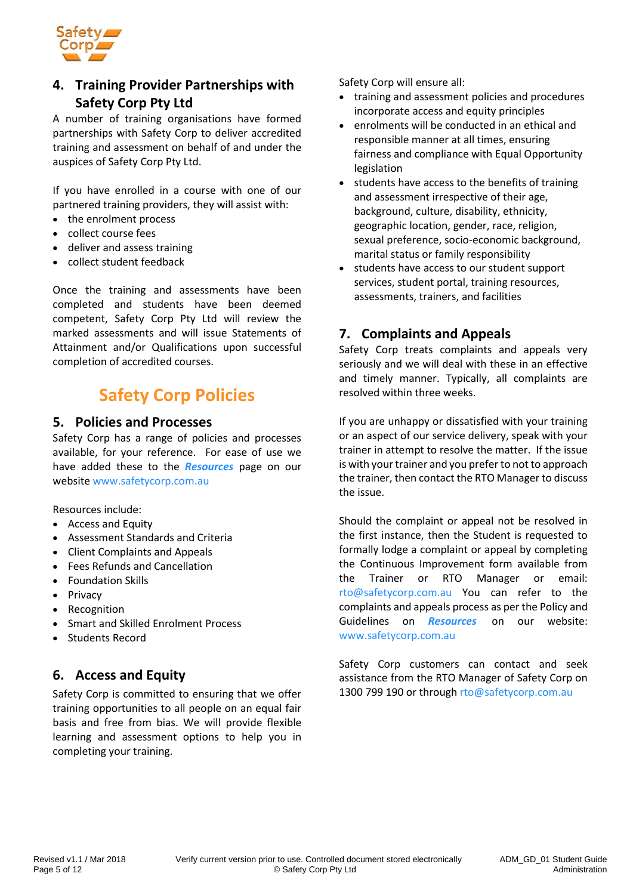## 4. Training Provider Partnerships with Safety Corp Pty Ltd

A number of training organisations have formed partnerships with Safety Corp to deliver accredited training and assessment on behalf of and under the auspices of Safety Corp Pty Ltd.

If you have enrolled in a course with one of our partnered training providers, they will assist with:

- the enrolment process
- collect course fees
- deliver and assess training
- collect student feedback

Once the training and assessments have been completed and students have been deemed competent, Safety Corp Pty Ltd will review the marked assessments and will issue Statements of Attainment and/or Qualifications upon successful completion of accredited courses.

# Safety Corp Policies

## 5. Policies and Processes

Safety Corp has a range of policies and processes available, for your reference. For ease of use we have added these to the ***Resources*** page on our website www.safetycorp.com.au

Resources include:

- Access and Equity
- Assessment Standards and Criteria
- Client Complaints and Appeals
- Fees Refunds and Cancellation
- Foundation Skills
- Privacy
- Recognition
- Smart and Skilled Enrolment Process
- Students Record

## 6. Access and Equity

Safety Corp is committed to ensuring that we offer training opportunities to all people on an equal fair basis and free from bias. We will provide flexible learning and assessment options to help you in completing your training.

Safety Corp will ensure all:

- training and assessment policies and procedures incorporate access and equity principles
- enrolments will be conducted in an ethical and responsible manner at all times, ensuring fairness and compliance with Equal Opportunity legislation
- students have access to the benefits of training and assessment irrespective of their age, background, culture, disability, ethnicity, geographic location, gender, race, religion, sexual preference, socio-economic background, marital status or family responsibility
- students have access to our student support services, student portal, training resources, assessments, trainers, and facilities

## 7. Complaints and Appeals

Safety Corp treats complaints and appeals very seriously and we will deal with these in an effective and timely manner. Typically, all complaints are resolved within three weeks.

If you are unhappy or dissatisfied with your training or an aspect of our service delivery, speak with your trainer in attempt to resolve the matter. If the issue is with your trainer and you prefer to not to approach the trainer, then contact the RTO Manager to discuss the issue.

Should the complaint or appeal not be resolved in the first instance, then the Student is requested to formally lodge a complaint or appeal by completing the Continuous Improvement form available from the Trainer or RTO Manager or email: rto@safetycorp.com.au You can refer to the complaints and appeals process as per the Policy and Guidelines on ***Resources*** on our website: www.safetycorp.com.au

Safety Corp customers can contact and seek assistance from the RTO Manager of Safety Corp on 1300 799 190 or through rto@safetycorp.com.au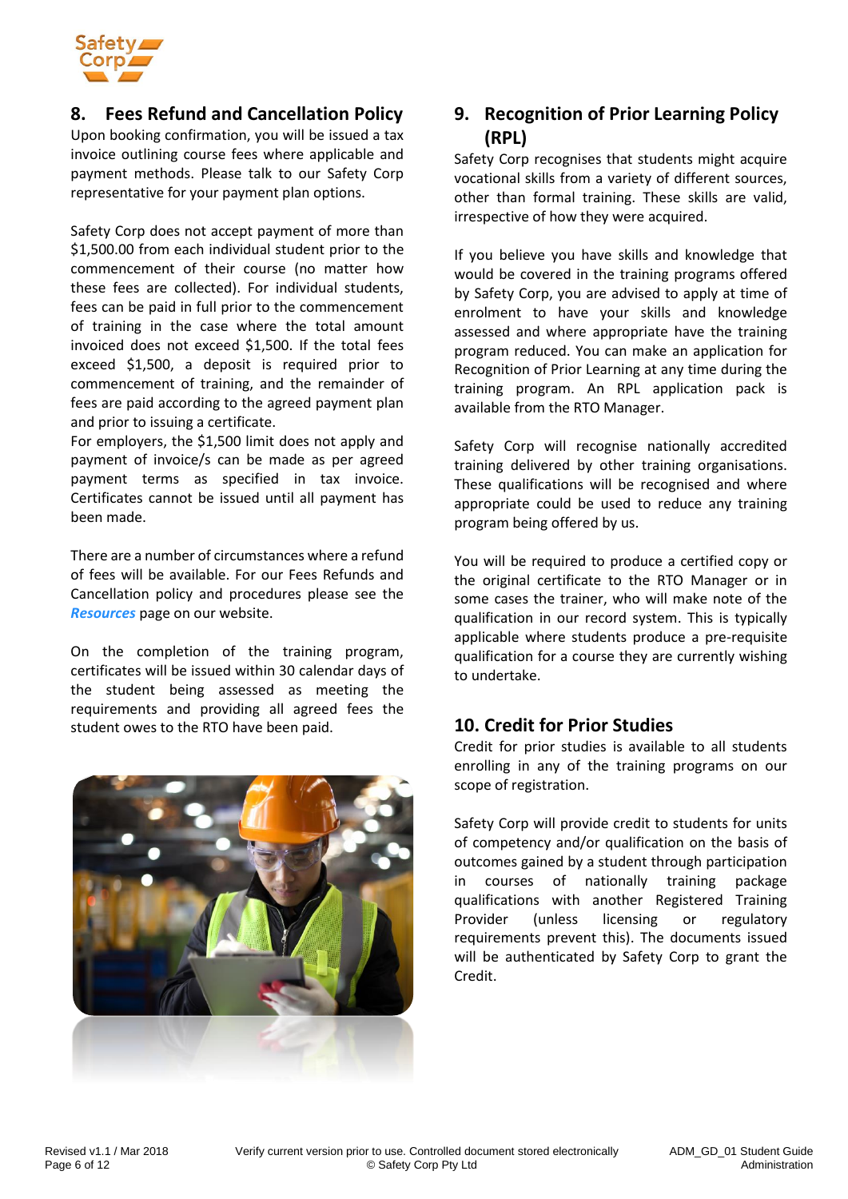## 8. Fees Refund and Cancellation Policy

Upon booking confirmation, you will be issued a tax invoice outlining course fees where applicable and payment methods. Please talk to our Safety Corp representative for your payment plan options.

Safety Corp does not accept payment of more than $1,500.00 from each individual student prior to the commencement of their course (no matter how these fees are collected). For individual students, fees can be paid in full prior to the commencement of training in the case where the total amount invoiced does not exceed $1,500. If the total fees exceed $1,500, a deposit is required prior to commencement of training, and the remainder of fees are paid according to the agreed payment plan and prior to issuing a certificate.

For employers, the $1,500 limit does not apply and payment of invoice/s can be made as per agreed payment terms as specified in tax invoice. Certificates cannot be issued until all payment has been made.

There are a number of circumstances where a refund of fees will be available. For our Fees Refunds and Cancellation policy and procedures please see the ***Resources*** page on our website.

On the completion of the training program, certificates will be issued within 30 calendar days of the student being assessed as meeting the requirements and providing all agreed fees the student owes to the RTO have been paid.

## 9. Recognition of Prior Learning Policy (RPL)

Safety Corp recognises that students might acquire vocational skills from a variety of different sources, other than formal training. These skills are valid, irrespective of how they were acquired.

If you believe you have skills and knowledge that would be covered in the training programs offered by Safety Corp, you are advised to apply at time of enrolment to have your skills and knowledge assessed and where appropriate have the training program reduced. You can make an application for Recognition of Prior Learning at any time during the training program. An RPL application pack is available from the RTO Manager.

Safety Corp will recognise nationally accredited training delivered by other training organisations. These qualifications will be recognised and where appropriate could be used to reduce any training program being offered by us.

You will be required to produce a certified copy or the original certificate to the RTO Manager or in some cases the trainer, who will make note of the qualification in our record system. This is typically applicable where students produce a pre-requisite qualification for a course they are currently wishing to undertake.

## 10. Credit for Prior Studies

Credit for prior studies is available to all students enrolling in any of the training programs on our scope of registration.

Safety Corp will provide credit to students for units of competency and/or qualification on the basis of outcomes gained by a student through participation in courses of nationally training package qualifications with another Registered Training Provider (unless licensing or regulatory requirements prevent this). The documents issued will be authenticated by Safety Corp to grant the Credit.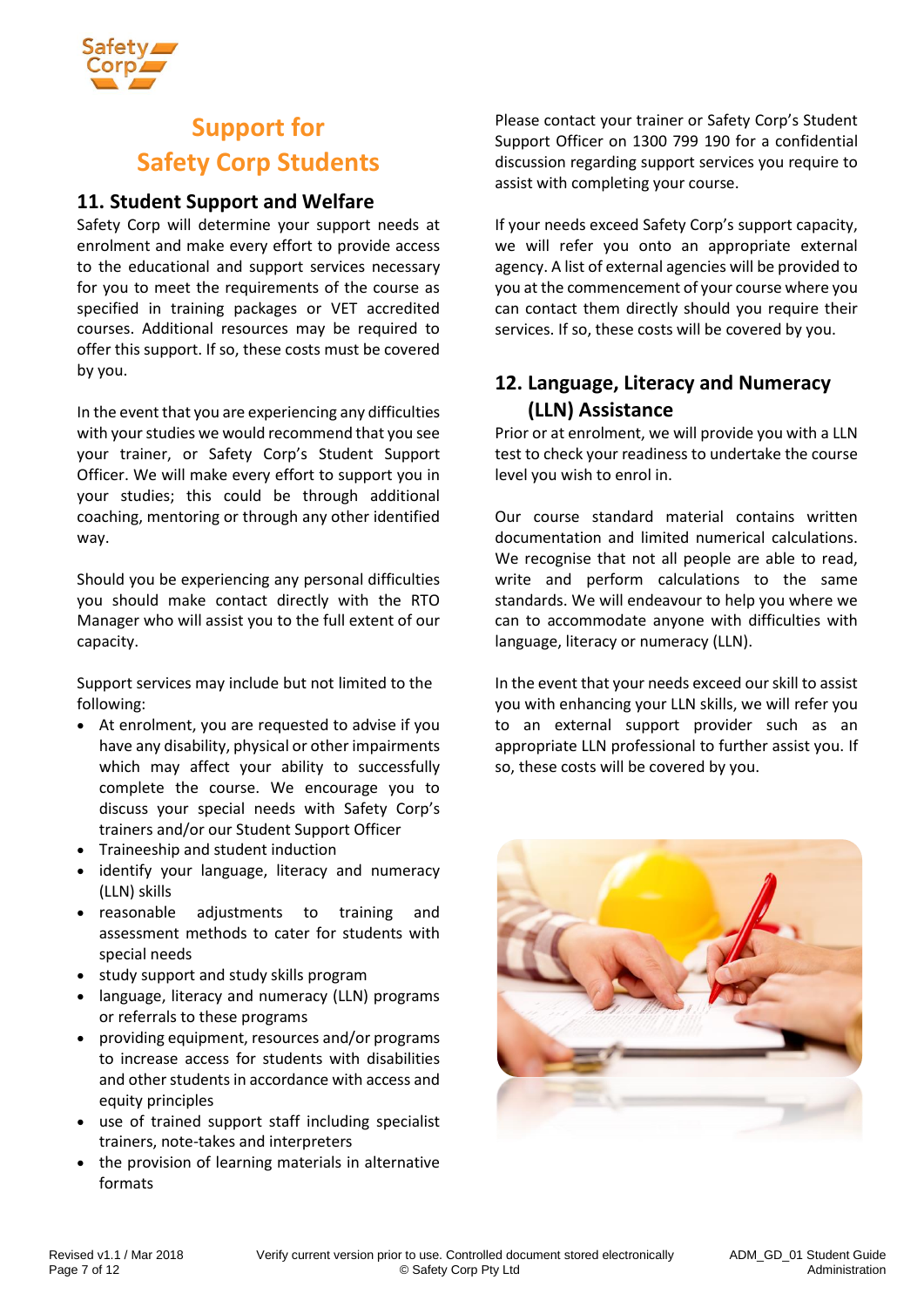# Support for Safety Corp Students

## 11. Student Support and Welfare

Safety Corp will determine your support needs at enrolment and make every effort to provide access to the educational and support services necessary for you to meet the requirements of the course as specified in training packages or VET accredited courses. Additional resources may be required to offer this support. If so, these costs must be covered by you.

In the event that you are experiencing any difficulties with your studies we would recommend that you see your trainer, or Safety Corp's Student Support Officer. We will make every effort to support you in your studies; this could be through additional coaching, mentoring or through any other identified way.

Should you be experiencing any personal difficulties you should make contact directly with the RTO Manager who will assist you to the full extent of our capacity.

Support services may include but not limited to the following:

- At enrolment, you are requested to advise if you have any disability, physical or other impairments which may affect your ability to successfully complete the course. We encourage you to discuss your special needs with Safety Corp's trainers and/or our Student Support Officer
- Traineeship and student induction
- identify your language, literacy and numeracy (LLN) skills
- reasonable adjustments to training and assessment methods to cater for students with special needs
- study support and study skills program
- language, literacy and numeracy (LLN) programs or referrals to these programs
- providing equipment, resources and/or programs to increase access for students with disabilities and other students in accordance with access and equity principles
- use of trained support staff including specialist trainers, note-takes and interpreters
- the provision of learning materials in alternative formats

Please contact your trainer or Safety Corp's Student Support Officer on 1300 799 190 for a confidential discussion regarding support services you require to assist with completing your course.

If your needs exceed Safety Corp's support capacity, we will refer you onto an appropriate external agency. A list of external agencies will be provided to you at the commencement of your course where you can contact them directly should you require their services. If so, these costs will be covered by you.

## 12. Language, Literacy and Numeracy (LLN) Assistance

Prior or at enrolment, we will provide you with a LLN test to check your readiness to undertake the course level you wish to enrol in.

Our course standard material contains written documentation and limited numerical calculations. We recognise that not all people are able to read, write and perform calculations to the same standards. We will endeavour to help you where we can to accommodate anyone with difficulties with language, literacy or numeracy (LLN).

In the event that your needs exceed our skill to assist you with enhancing your LLN skills, we will refer you to an external support provider such as an appropriate LLN professional to further assist you. If so, these costs will be covered by you.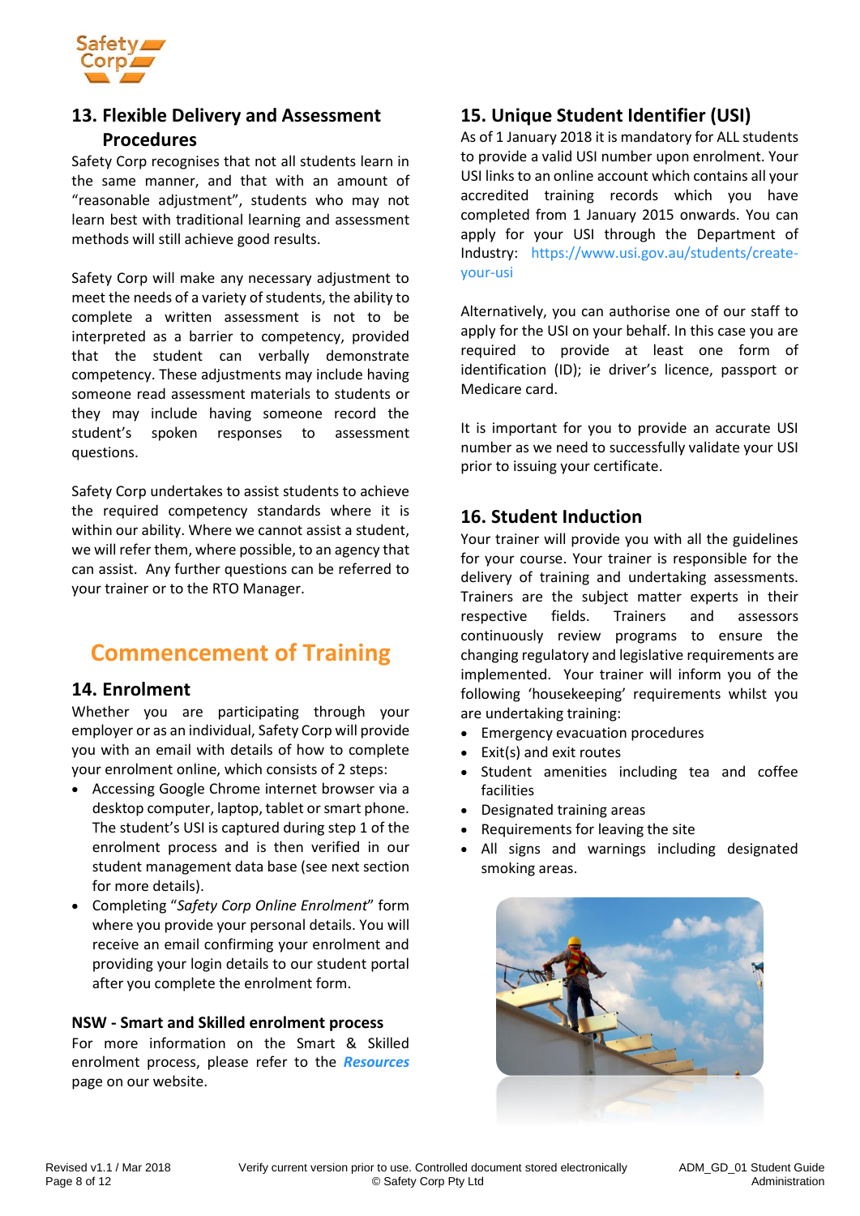## 13. Flexible Delivery and Assessment Procedures

Safety Corp recognises that not all students learn in the same manner, and that with an amount of "reasonable adjustment", students who may not learn best with traditional learning and assessment methods will still achieve good results.

Safety Corp will make any necessary adjustment to meet the needs of a variety of students, the ability to complete a written assessment is not to be interpreted as a barrier to competency, provided that the student can verbally demonstrate competency. These adjustments may include having someone read assessment materials to students or they may include having someone record the student's spoken responses to assessment questions.

Safety Corp undertakes to assist students to achieve the required competency standards where it is within our ability. Where we cannot assist a student, we will refer them, where possible, to an agency that can assist. Any further questions can be referred to your trainer or to the RTO Manager.

# Commencement of Training

## 14. Enrolment

Whether you are participating through your employer or as an individual, Safety Corp will provide you with an email with details of how to complete your enrolment online, which consists of 2 steps:

- Accessing Google Chrome internet browser via a desktop computer, laptop, tablet or smart phone. The student's USI is captured during step 1 of the enrolment process and is then verified in our student management data base (see next section for more details).
- Completing "*Safety Corp Online Enrolment*" form where you provide your personal details. You will receive an email confirming your enrolment and providing your login details to our student portal after you complete the enrolment form.

### NSW - Smart and Skilled enrolment process

For more information on the Smart & Skilled enrolment process, please refer to the ***Resources*** page on our website.

## 15. Unique Student Identifier (USI)

As of 1 January 2018 it is mandatory for ALL students to provide a valid USI number upon enrolment. Your USI links to an online account which contains all your accredited training records which you have completed from 1 January 2015 onwards. You can apply for your USI through the Department of Industry: https://www.usi.gov.au/students/create-your-usi

Alternatively, you can authorise one of our staff to apply for the USI on your behalf. In this case you are required to provide at least one form of identification (ID); ie driver's licence, passport or Medicare card.

It is important for you to provide an accurate USI number as we need to successfully validate your USI prior to issuing your certificate.

## 16. Student Induction

Your trainer will provide you with all the guidelines for your course. Your trainer is responsible for the delivery of training and undertaking assessments. Trainers are the subject matter experts in their respective fields. Trainers and assessors continuously review programs to ensure the changing regulatory and legislative requirements are implemented. Your trainer will inform you of the following 'housekeeping' requirements whilst you are undertaking training:

- Emergency evacuation procedures
- Exit(s) and exit routes
- Student amenities including tea and coffee facilities
- Designated training areas
- Requirements for leaving the site
- All signs and warnings including designated smoking areas.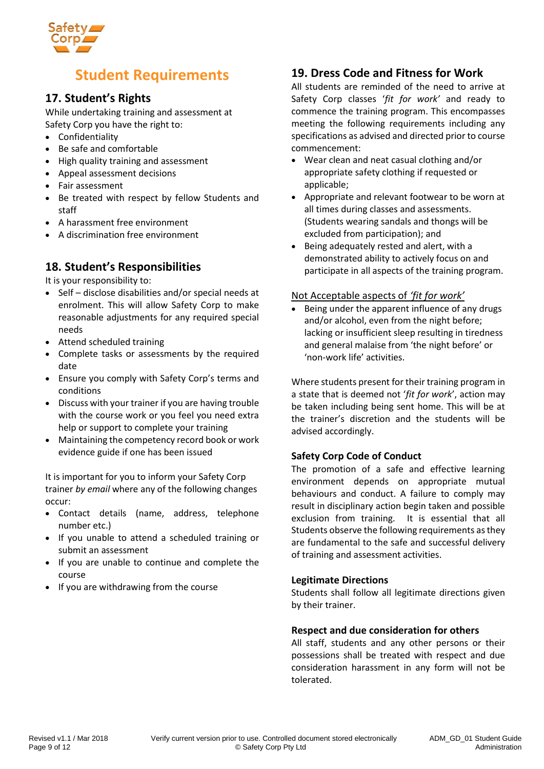# Student Requirements

## 17. Student's Rights

While undertaking training and assessment at Safety Corp you have the right to:

- Confidentiality
- Be safe and comfortable
- High quality training and assessment
- Appeal assessment decisions
- Fair assessment
- Be treated with respect by fellow Students and staff
- A harassment free environment
- A discrimination free environment

## 18. Student's Responsibilities

It is your responsibility to:

- Self – disclose disabilities and/or special needs at enrolment. This will allow Safety Corp to make reasonable adjustments for any required special needs
- Attend scheduled training
- Complete tasks or assessments by the required date
- Ensure you comply with Safety Corp's terms and conditions
- Discuss with your trainer if you are having trouble with the course work or you feel you need extra help or support to complete your training
- Maintaining the competency record book or work evidence guide if one has been issued

It is important for you to inform your Safety Corp trainer *by email* where any of the following changes occur:

- Contact details (name, address, telephone number etc.)
- If you unable to attend a scheduled training or submit an assessment
- If you are unable to continue and complete the course
- If you are withdrawing from the course

## 19. Dress Code and Fitness for Work

All students are reminded of the need to arrive at Safety Corp classes '*fit for work'* and ready to commence the training program. This encompasses meeting the following requirements including any specifications as advised and directed prior to course commencement:

- Wear clean and neat casual clothing and/or appropriate safety clothing if requested or applicable;
- Appropriate and relevant footwear to be worn at all times during classes and assessments. (Students wearing sandals and thongs will be excluded from participation); and
- Being adequately rested and alert, with a demonstrated ability to actively focus on and participate in all aspects of the training program.

<u>Not Acceptable aspects of *'fit for work'*</u>

- Being under the apparent influence of any drugs and/or alcohol, even from the night before; lacking or insufficient sleep resulting in tiredness and general malaise from 'the night before' or 'non-work life' activities.

Where students present for their training program in a state that is deemed not '*fit for work*', action may be taken including being sent home. This will be at the trainer's discretion and the students will be advised accordingly.

### Safety Corp Code of Conduct

The promotion of a safe and effective learning environment depends on appropriate mutual behaviours and conduct. A failure to comply may result in disciplinary action begin taken and possible exclusion from training. It is essential that all Students observe the following requirements as they are fundamental to the safe and successful delivery of training and assessment activities.

### Legitimate Directions

Students shall follow all legitimate directions given by their trainer.

### Respect and due consideration for others

All staff, students and any other persons or their possessions shall be treated with respect and due consideration harassment in any form will not be tolerated.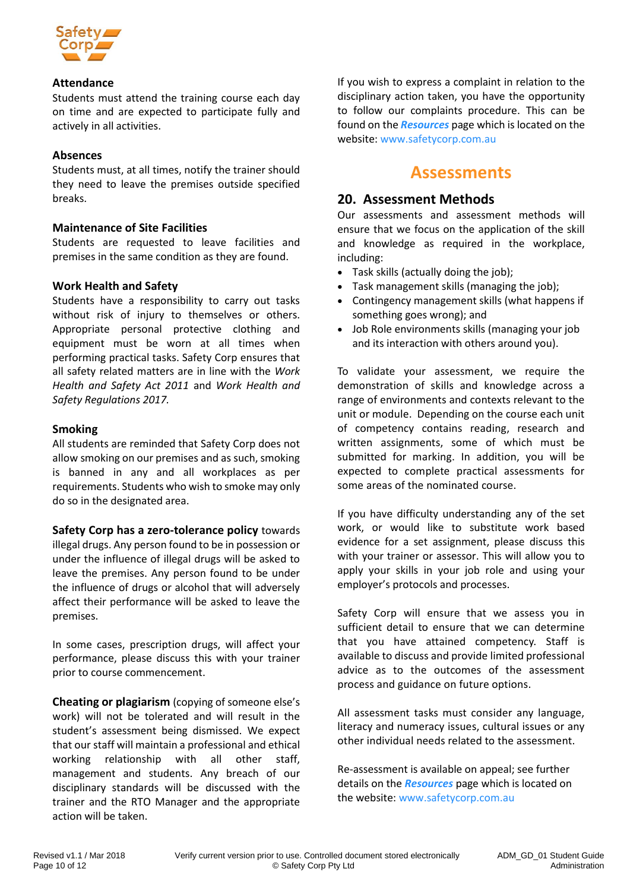### Attendance

Students must attend the training course each day on time and are expected to participate fully and actively in all activities.

### Absences

Students must, at all times, notify the trainer should they need to leave the premises outside specified breaks.

### Maintenance of Site Facilities

Students are requested to leave facilities and premises in the same condition as they are found.

### Work Health and Safety

Students have a responsibility to carry out tasks without risk of injury to themselves or others. Appropriate personal protective clothing and equipment must be worn at all times when performing practical tasks. Safety Corp ensures that all safety related matters are in line with the *Work Health and Safety Act 2011* and *Work Health and Safety Regulations 2017.*

### Smoking

All students are reminded that Safety Corp does not allow smoking on our premises and as such, smoking is banned in any and all workplaces as per requirements. Students who wish to smoke may only do so in the designated area.

**Safety Corp has a zero-tolerance policy** towards illegal drugs. Any person found to be in possession or under the influence of illegal drugs will be asked to leave the premises. Any person found to be under the influence of drugs or alcohol that will adversely affect their performance will be asked to leave the premises.

In some cases, prescription drugs, will affect your performance, please discuss this with your trainer prior to course commencement.

**Cheating or plagiarism** (copying of someone else's work) will not be tolerated and will result in the student's assessment being dismissed. We expect that our staff will maintain a professional and ethical working relationship with all other staff, management and students. Any breach of our disciplinary standards will be discussed with the trainer and the RTO Manager and the appropriate action will be taken.

If you wish to express a complaint in relation to the disciplinary action taken, you have the opportunity to follow our complaints procedure. This can be found on the ***Resources*** page which is located on the website: www.safetycorp.com.au

# Assessments

## 20. Assessment Methods

Our assessments and assessment methods will ensure that we focus on the application of the skill and knowledge as required in the workplace, including:

- Task skills (actually doing the job);
- Task management skills (managing the job);
- Contingency management skills (what happens if something goes wrong); and
- Job Role environments skills (managing your job and its interaction with others around you).

To validate your assessment, we require the demonstration of skills and knowledge across a range of environments and contexts relevant to the unit or module. Depending on the course each unit of competency contains reading, research and written assignments, some of which must be submitted for marking. In addition, you will be expected to complete practical assessments for some areas of the nominated course.

If you have difficulty understanding any of the set work, or would like to substitute work based evidence for a set assignment, please discuss this with your trainer or assessor. This will allow you to apply your skills in your job role and using your employer's protocols and processes.

Safety Corp will ensure that we assess you in sufficient detail to ensure that we can determine that you have attained competency. Staff is available to discuss and provide limited professional advice as to the outcomes of the assessment process and guidance on future options.

All assessment tasks must consider any language, literacy and numeracy issues, cultural issues or any other individual needs related to the assessment.

Re-assessment is available on appeal; see further details on the ***Resources*** page which is located on the website: www.safetycorp.com.au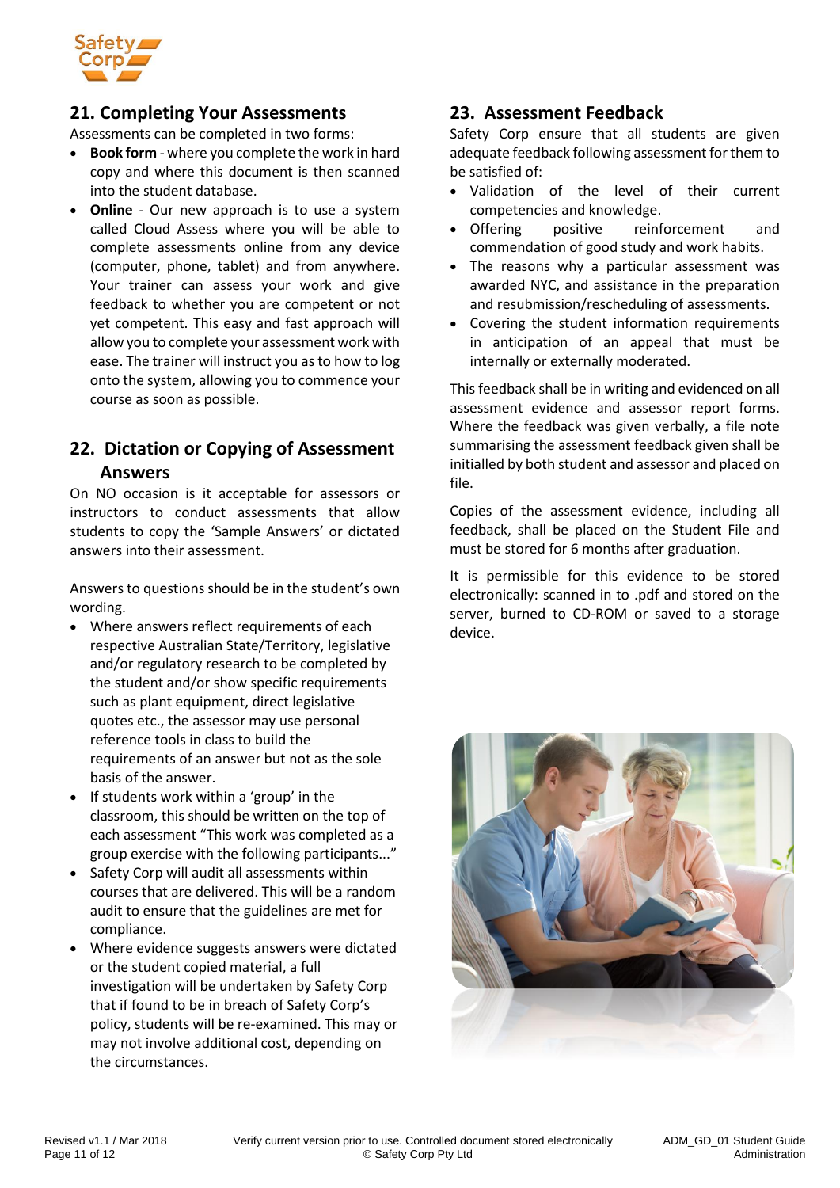## 21. Completing Your Assessments

Assessments can be completed in two forms:

- **Book form** - where you complete the work in hard copy and where this document is then scanned into the student database.
- **Online** - Our new approach is to use a system called Cloud Assess where you will be able to complete assessments online from any device (computer, phone, tablet) and from anywhere. Your trainer can assess your work and give feedback to whether you are competent or not yet competent. This easy and fast approach will allow you to complete your assessment work with ease. The trainer will instruct you as to how to log onto the system, allowing you to commence your course as soon as possible.

## 22. Dictation or Copying of Assessment Answers

On NO occasion is it acceptable for assessors or instructors to conduct assessments that allow students to copy the 'Sample Answers' or dictated answers into their assessment.

Answers to questions should be in the student's own wording.

- Where answers reflect requirements of each respective Australian State/Territory, legislative and/or regulatory research to be completed by the student and/or show specific requirements such as plant equipment, direct legislative quotes etc., the assessor may use personal reference tools in class to build the requirements of an answer but not as the sole basis of the answer.
- If students work within a 'group' in the classroom, this should be written on the top of each assessment "This work was completed as a group exercise with the following participants..."
- Safety Corp will audit all assessments within courses that are delivered. This will be a random audit to ensure that the guidelines are met for compliance.
- Where evidence suggests answers were dictated or the student copied material, a full investigation will be undertaken by Safety Corp that if found to be in breach of Safety Corp's policy, students will be re-examined. This may or may not involve additional cost, depending on the circumstances.

## 23. Assessment Feedback

Safety Corp ensure that all students are given adequate feedback following assessment for them to be satisfied of:

- Validation of the level of their current competencies and knowledge.
- Offering positive reinforcement and commendation of good study and work habits.
- The reasons why a particular assessment was awarded NYC, and assistance in the preparation and resubmission/rescheduling of assessments.
- Covering the student information requirements in anticipation of an appeal that must be internally or externally moderated.

This feedback shall be in writing and evidenced on all assessment evidence and assessor report forms. Where the feedback was given verbally, a file note summarising the assessment feedback given shall be initialled by both student and assessor and placed on file.

Copies of the assessment evidence, including all feedback, shall be placed on the Student File and must be stored for 6 months after graduation.

It is permissible for this evidence to be stored electronically: scanned in to .pdf and stored on the server, burned to CD-ROM or saved to a storage device.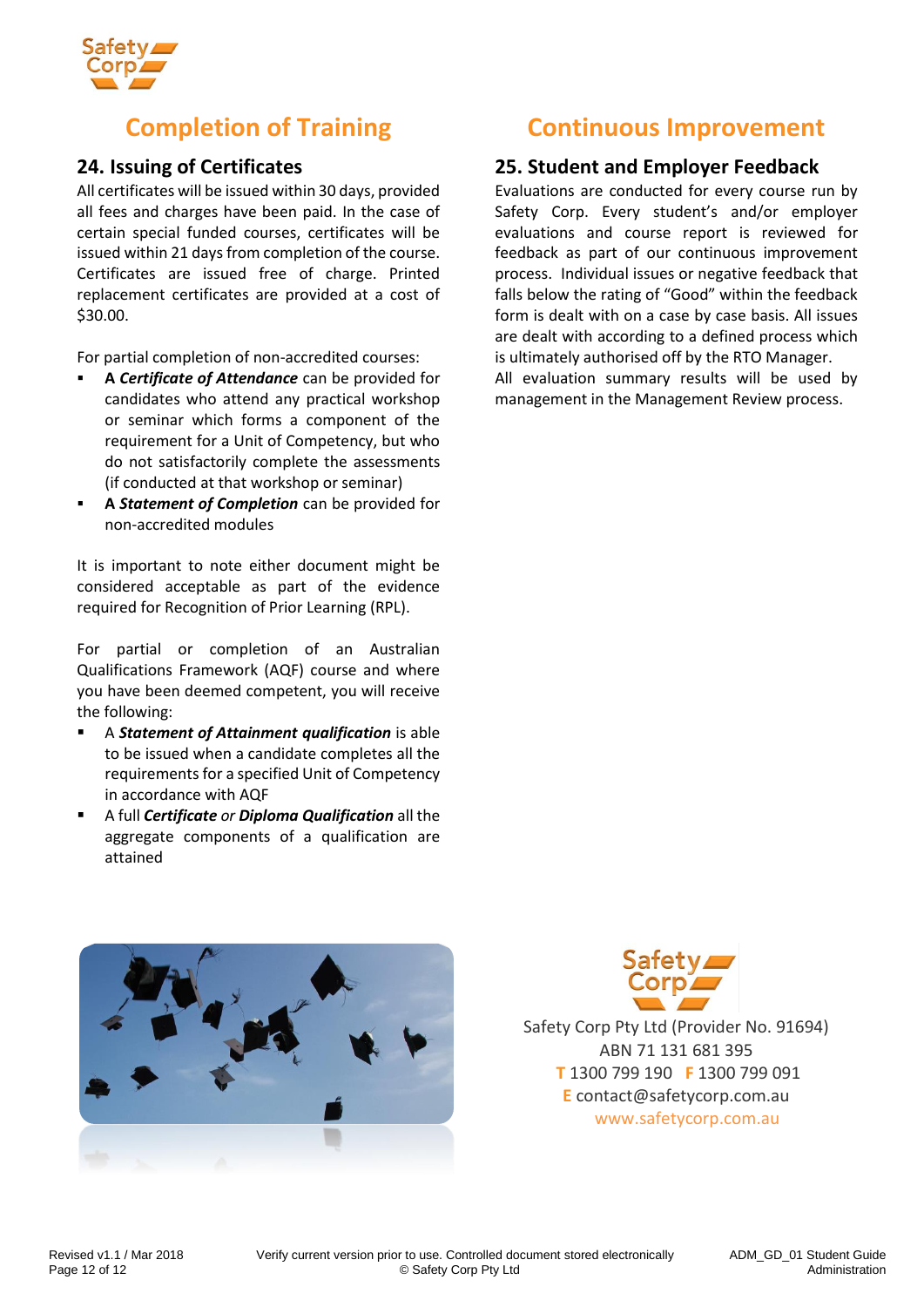# Completion of Training

## 24. Issuing of Certificates

All certificates will be issued within 30 days, provided all fees and charges have been paid. In the case of certain special funded courses, certificates will be issued within 21 days from completion of the course. Certificates are issued free of charge. Printed replacement certificates are provided at a cost of $30.00.

For partial completion of non-accredited courses:

- **A *Certificate of Attendance*** can be provided for candidates who attend any practical workshop or seminar which forms a component of the requirement for a Unit of Competency, but who do not satisfactorily complete the assessments (if conducted at that workshop or seminar)
- **A *Statement of Completion*** can be provided for non-accredited modules

It is important to note either document might be considered acceptable as part of the evidence required for Recognition of Prior Learning (RPL).

For partial or completion of an Australian Qualifications Framework (AQF) course and where you have been deemed competent, you will receive the following:

- A ***Statement of Attainment qualification*** is able to be issued when a candidate completes all the requirements for a specified Unit of Competency in accordance with AQF
- A full ***Certificate** or **Diploma Qualification*** all the aggregate components of a qualification are attained

# Continuous Improvement

## 25. Student and Employer Feedback

Evaluations are conducted for every course run by Safety Corp. Every student's and/or employer evaluations and course report is reviewed for feedback as part of our continuous improvement process. Individual issues or negative feedback that falls below the rating of "Good" within the feedback form is dealt with on a case by case basis. All issues are dealt with according to a defined process which is ultimately authorised off by the RTO Manager.

All evaluation summary results will be used by management in the Management Review process.

Safety Corp Pty Ltd (Provider No. 91694)
ABN 71 131 681 395
T 1300 799 190 F 1300 799 091
E contact@safetycorp.com.au
www.safetycorp.com.au